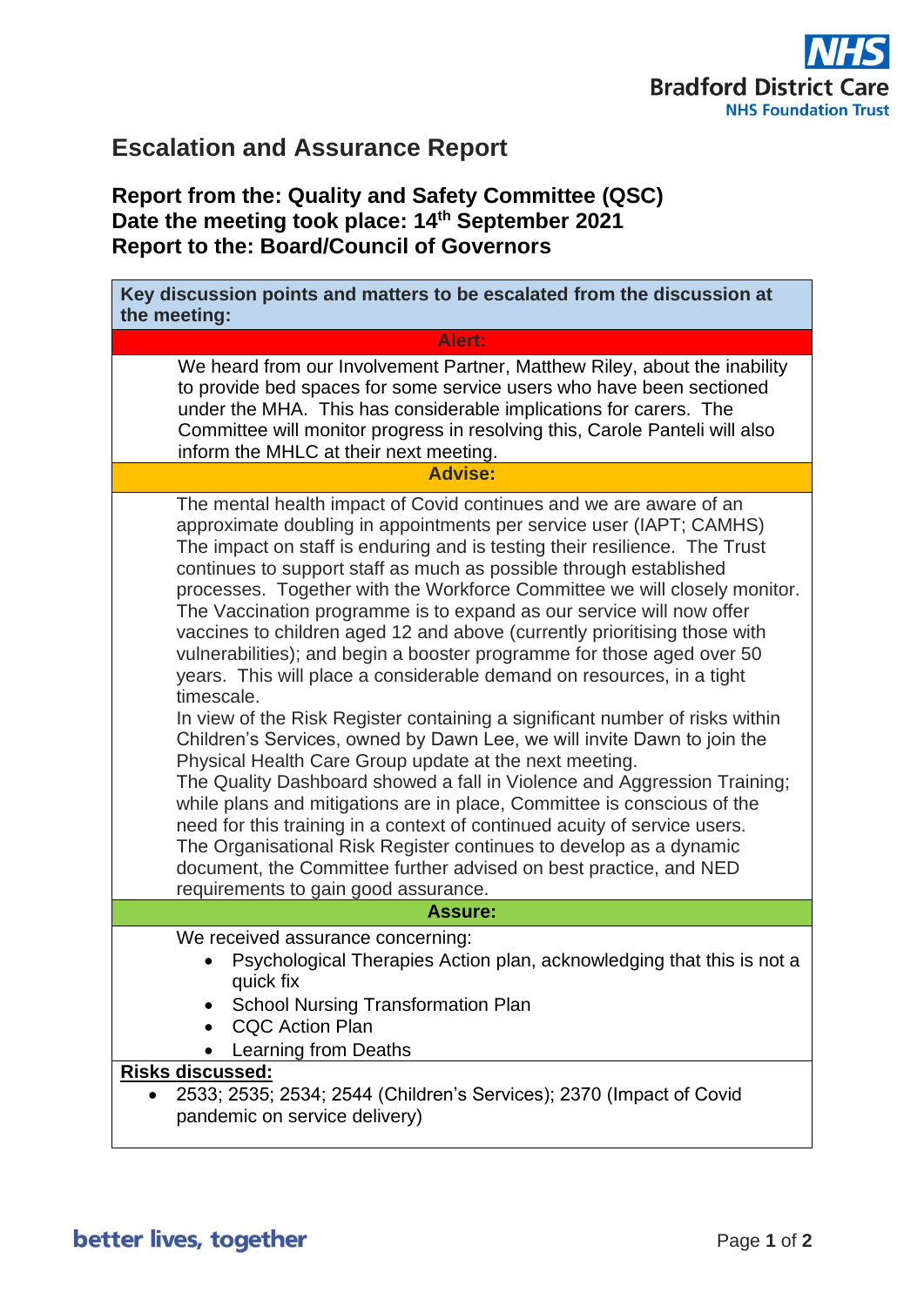Bradford District Care
NHS Foundation Trust

# Escalation and Assurance Report

## Report from the: Quality and Safety Committee (QSC)
## Date the meeting took place: 14th September 2021
## Report to the: Board/Council of Governors

**Key discussion points and matters to be escalated from the discussion at the meeting:**

**Alert:**

We heard from our Involvement Partner, Matthew Riley, about the inability to provide bed spaces for some service users who have been sectioned under the MHA. This has considerable implications for carers. The Committee will monitor progress in resolving this, Carole Panteli will also inform the MHLC at their next meeting.

**Advise:**

The mental health impact of Covid continues and we are aware of an approximate doubling in appointments per service user (IAPT; CAMHS) The impact on staff is enduring and is testing their resilience. The Trust continues to support staff as much as possible through established processes. Together with the Workforce Committee we will closely monitor. The Vaccination programme is to expand as our service will now offer vaccines to children aged 12 and above (currently prioritising those with vulnerabilities); and begin a booster programme for those aged over 50 years. This will place a considerable demand on resources, in a tight timescale.

In view of the Risk Register containing a significant number of risks within Children's Services, owned by Dawn Lee, we will invite Dawn to join the Physical Health Care Group update at the next meeting.

The Quality Dashboard showed a fall in Violence and Aggression Training; while plans and mitigations are in place, Committee is conscious of the need for this training in a context of continued acuity of service users.

The Organisational Risk Register continues to develop as a dynamic document, the Committee further advised on best practice, and NED requirements to gain good assurance.

**Assure:**

We received assurance concerning:

- Psychological Therapies Action plan, acknowledging that this is not a quick fix
- School Nursing Transformation Plan
- CQC Action Plan
- Learning from Deaths

**Risks discussed:**

- 2533; 2535; 2534; 2544 (Children's Services); 2370 (Impact of Covid pandemic on service delivery)

better lives, together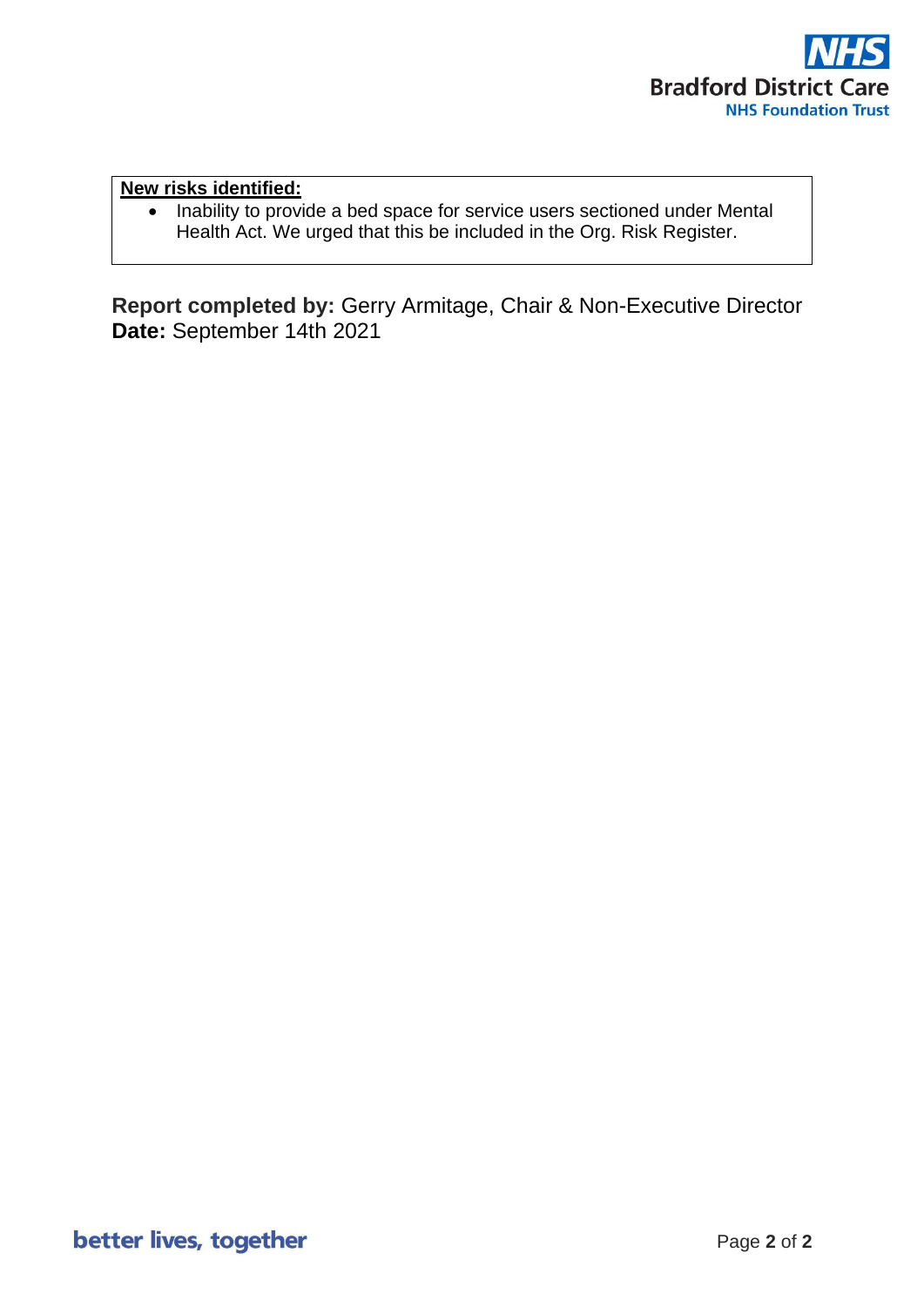**New risks identified:**

- Inability to provide a bed space for service users sectioned under Mental Health Act. We urged that this be included in the Org. Risk Register.

**Report completed by:** Gerry Armitage, Chair & Non-Executive Director
**Date:** September 14th 2021